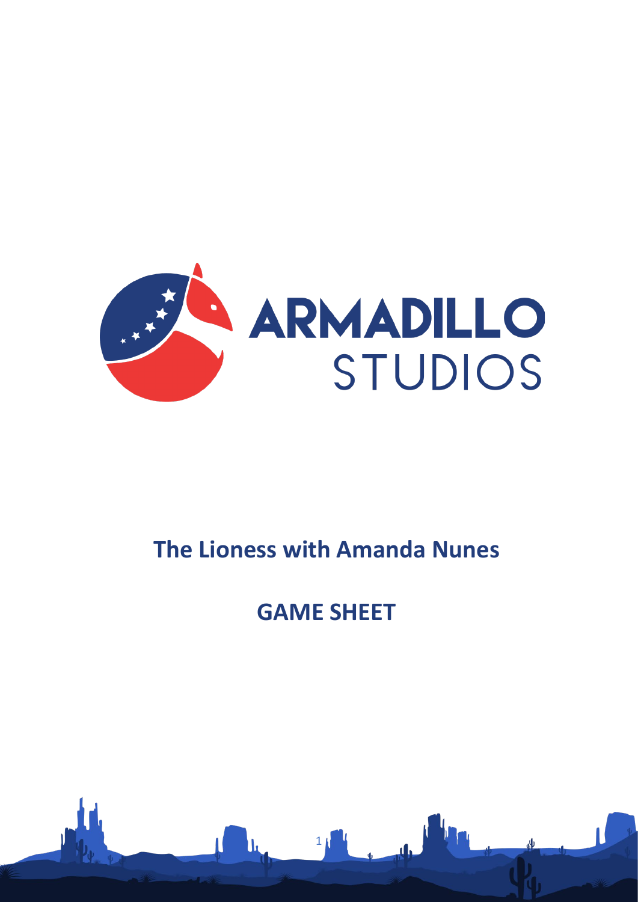ARMADILLO STUDIOS

# The Lioness with Amanda Nunes

# GAME SHEET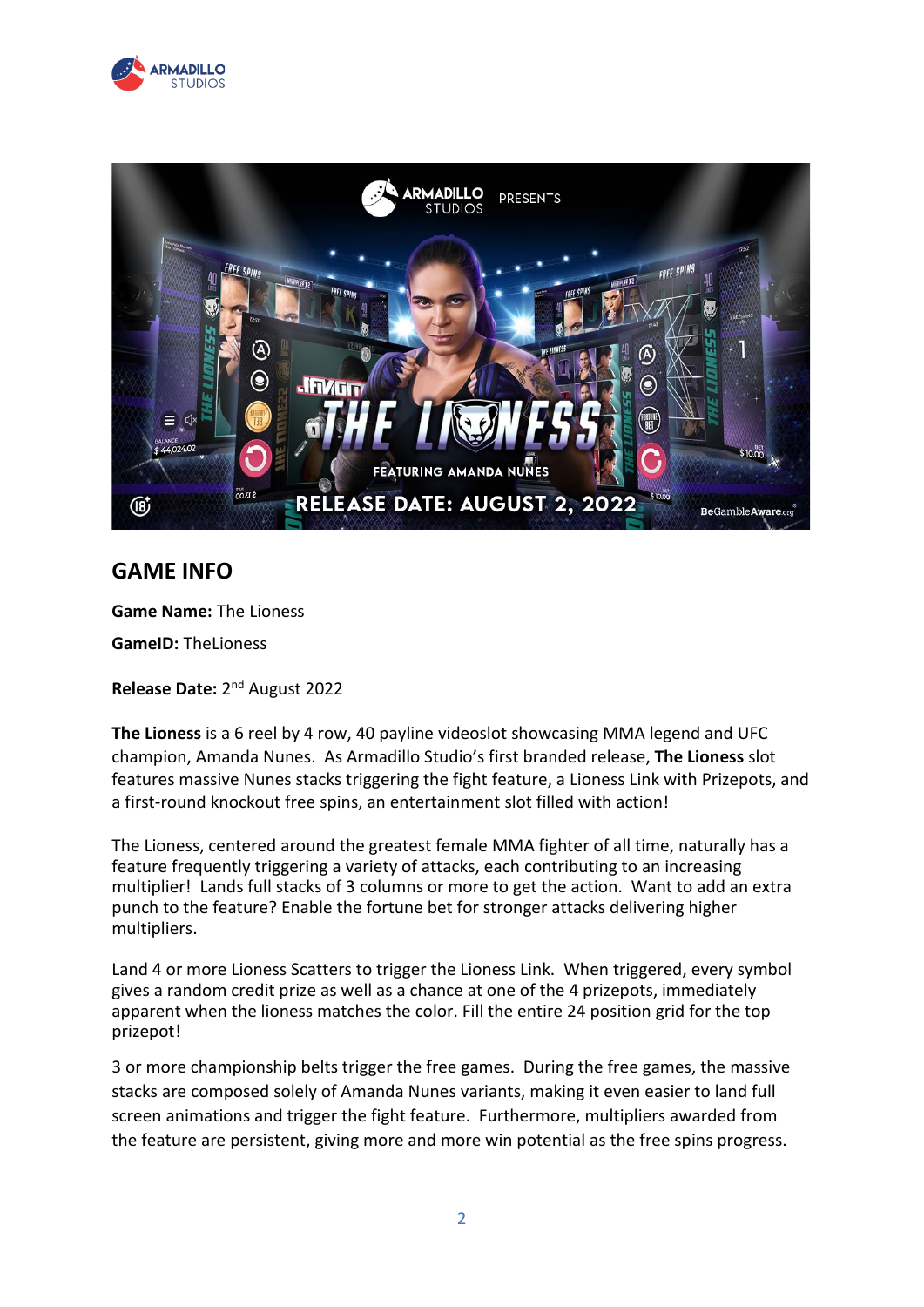## GAME INFO

**Game Name:** The Lioness

**GameID:** TheLioness

**Release Date:** 2nd August 2022

**The Lioness** is a 6 reel by 4 row, 40 payline videoslot showcasing MMA legend and UFC champion, Amanda Nunes. As Armadillo Studio's first branded release, **The Lioness** slot features massive Nunes stacks triggering the fight feature, a Lioness Link with Prizepots, and a first-round knockout free spins, an entertainment slot filled with action!

The Lioness, centered around the greatest female MMA fighter of all time, naturally has a feature frequently triggering a variety of attacks, each contributing to an increasing multiplier! Lands full stacks of 3 columns or more to get the action. Want to add an extra punch to the feature? Enable the fortune bet for stronger attacks delivering higher multipliers.

Land 4 or more Lioness Scatters to trigger the Lioness Link. When triggered, every symbol gives a random credit prize as well as a chance at one of the 4 prizepots, immediately apparent when the lioness matches the color. Fill the entire 24 position grid for the top prizepot!

3 or more championship belts trigger the free games. During the free games, the massive stacks are composed solely of Amanda Nunes variants, making it even easier to land full screen animations and trigger the fight feature. Furthermore, multipliers awarded from the feature are persistent, giving more and more win potential as the free spins progress.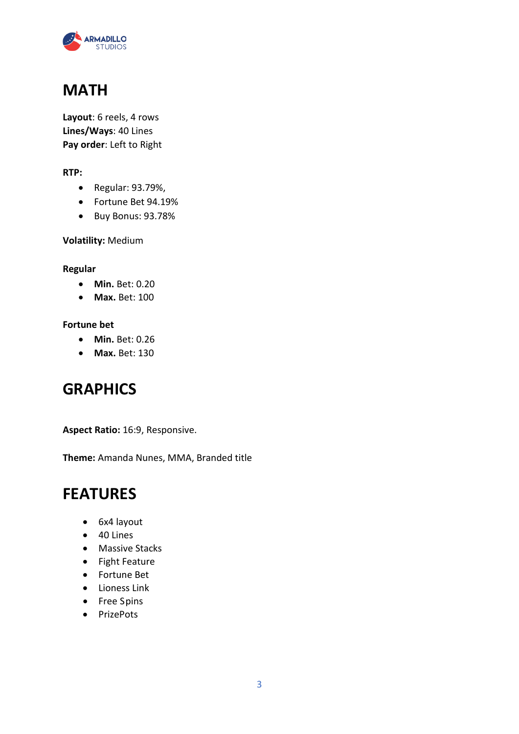# MATH

**Layout**: 6 reels, 4 rows
**Lines/Ways**: 40 Lines
**Pay order**: Left to Right

**RTP:**

- Regular: 93.79%,
- Fortune Bet 94.19%
- Buy Bonus: 93.78%

**Volatility:** Medium

**Regular**

- **Min.** Bet: 0.20
- **Max.** Bet: 100

**Fortune bet**

- **Min.** Bet: 0.26
- **Max.** Bet: 130

# GRAPHICS

**Aspect Ratio:** 16:9, Responsive.

**Theme:** Amanda Nunes, MMA, Branded title

# FEATURES

- 6x4 layout
- 40 Lines
- Massive Stacks
- Fight Feature
- Fortune Bet
- Lioness Link
- Free Spins
- PrizePots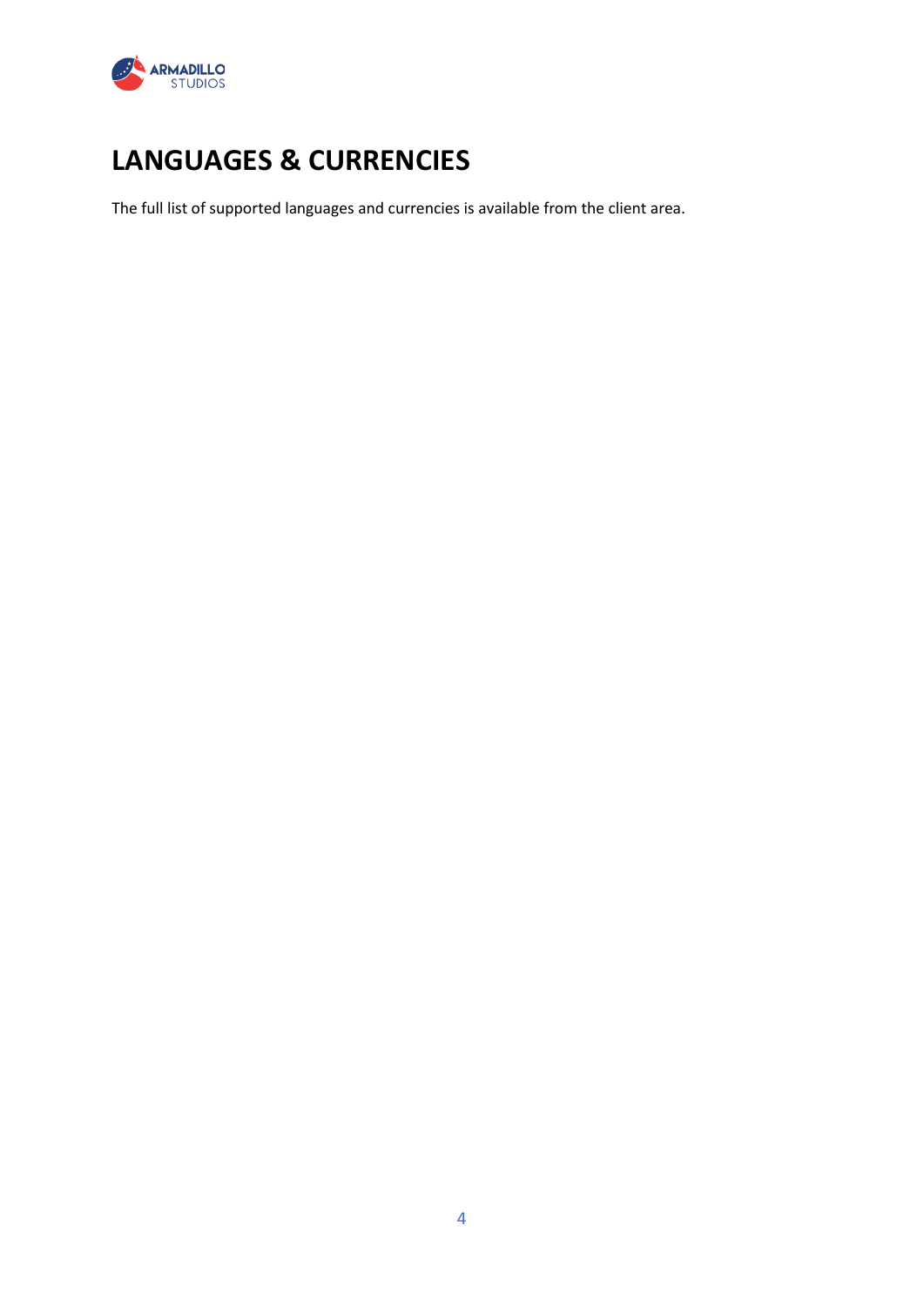# LANGUAGES & CURRENCIES

The full list of supported languages and currencies is available from the client area.